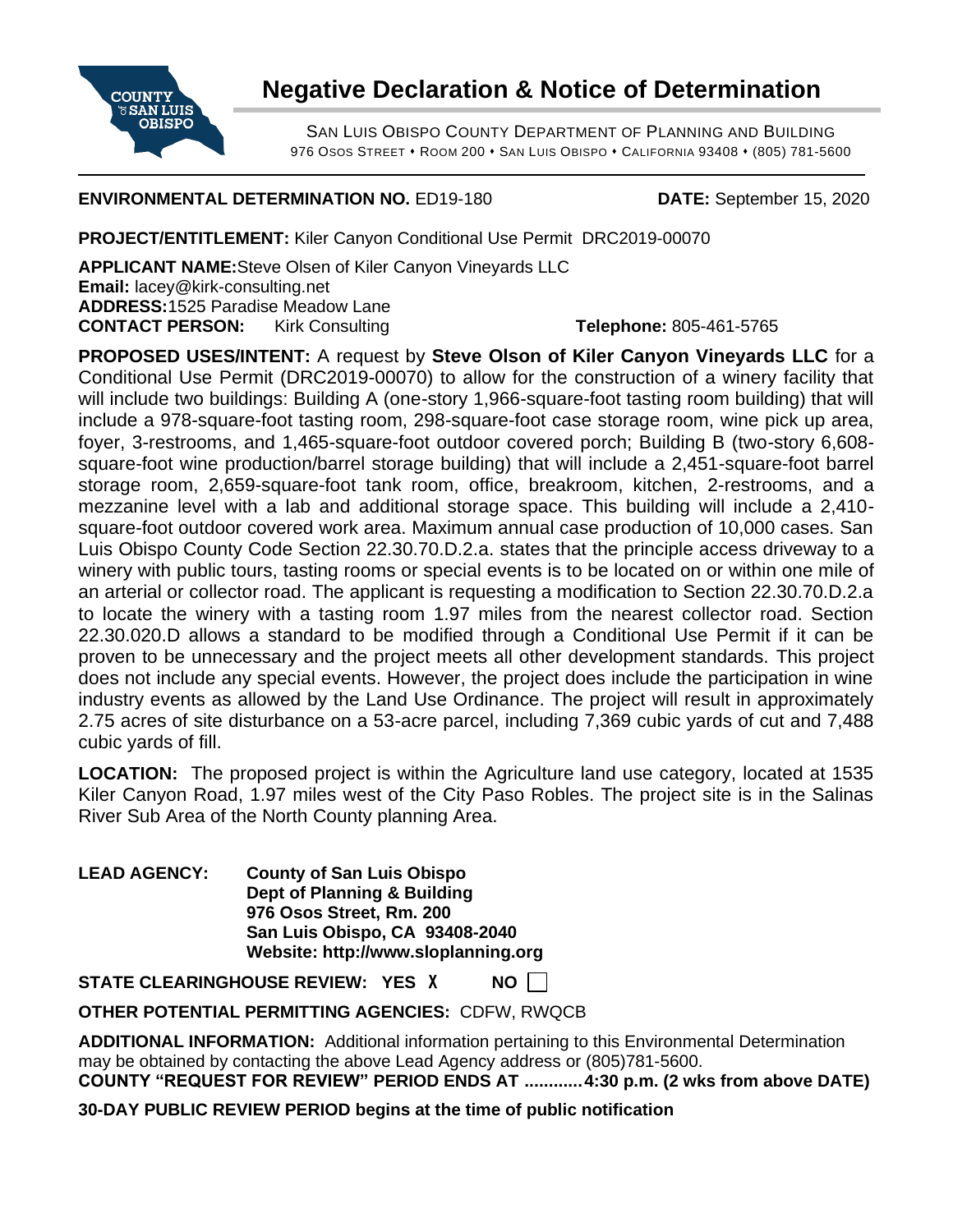# Negative Declaration & Notice of Determination

SAN LUIS OBISPO COUNTY DEPARTMENT OF PLANNING AND BUILDING
976 OSOS STREET • ROOM 200 • SAN LUIS OBISPO • CALIFORNIA 93408 • (805) 781-5600

**ENVIRONMENTAL DETERMINATION NO.** ED19-180 **DATE:** September 15, 2020

**PROJECT/ENTITLEMENT:** Kiler Canyon Conditional Use Permit DRC2019-00070

**APPLICANT NAME:** Steve Olsen of Kiler Canyon Vineyards LLC
**Email:** lacey@kirk-consulting.net
**ADDRESS:** 1525 Paradise Meadow Lane
**CONTACT PERSON:** Kirk Consulting **Telephone:** 805-461-5765

**PROPOSED USES/INTENT:** A request by **Steve Olson of Kiler Canyon Vineyards LLC** for a Conditional Use Permit (DRC2019-00070) to allow for the construction of a winery facility that will include two buildings: Building A (one-story 1,966-square-foot tasting room building) that will include a 978-square-foot tasting room, 298-square-foot case storage room, wine pick up area, foyer, 3-restrooms, and 1,465-square-foot outdoor covered porch; Building B (two-story 6,608-square-foot wine production/barrel storage building) that will include a 2,451-square-foot barrel storage room, 2,659-square-foot tank room, office, breakroom, kitchen, 2-restrooms, and a mezzanine level with a lab and additional storage space. This building will include a 2,410-square-foot outdoor covered work area. Maximum annual case production of 10,000 cases. San Luis Obispo County Code Section 22.30.70.D.2.a. states that the principle access driveway to a winery with public tours, tasting rooms or special events is to be located on or within one mile of an arterial or collector road. The applicant is requesting a modification to Section 22.30.70.D.2.a to locate the winery with a tasting room 1.97 miles from the nearest collector road. Section 22.30.020.D allows a standard to be modified through a Conditional Use Permit if it can be proven to be unnecessary and the project meets all other development standards. This project does not include any special events. However, the project does include the participation in wine industry events as allowed by the Land Use Ordinance. The project will result in approximately 2.75 acres of site disturbance on a 53-acre parcel, including 7,369 cubic yards of cut and 7,488 cubic yards of fill.

**LOCATION:** The proposed project is within the Agriculture land use category, located at 1535 Kiler Canyon Road, 1.97 miles west of the City Paso Robles. The project site is in the Salinas River Sub Area of the North County planning Area.

**LEAD AGENCY:** **County of San Luis Obispo**
**Dept of Planning & Building**
**976 Osos Street, Rm. 200**
**San Luis Obispo, CA 93408-2040**
**Website: http://www.sloplanning.org**

**STATE CLEARINGHOUSE REVIEW: YES** X **NO** ☐

**OTHER POTENTIAL PERMITTING AGENCIES:** CDFW, RWQCB

**ADDITIONAL INFORMATION:** Additional information pertaining to this Environmental Determination may be obtained by contacting the above Lead Agency address or (805)781-5600.

**COUNTY "REQUEST FOR REVIEW" PERIOD ENDS AT ............4:30 p.m. (2 wks from above DATE)**

**30-DAY PUBLIC REVIEW PERIOD begins at the time of public notification**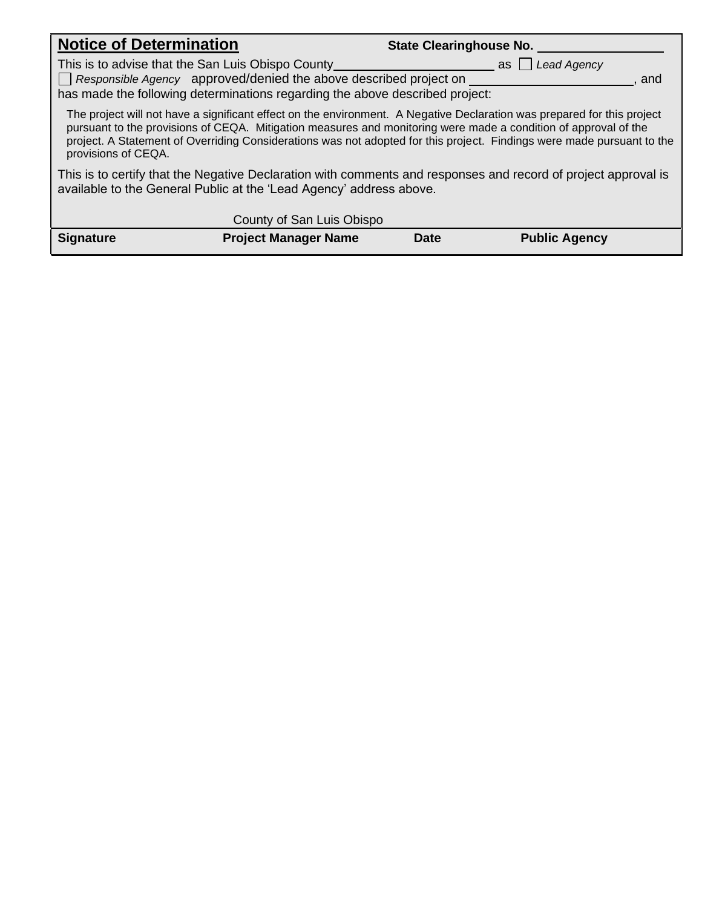## Notice of Determination

**State Clearinghouse No.** ________________

This is to advise that the San Luis Obispo County______________________ as ☐ *Lead Agency*
☐ *Responsible Agency* approved/denied the above described project on ______________________, and has made the following determinations regarding the above described project:

The project will not have a significant effect on the environment. A Negative Declaration was prepared for this project pursuant to the provisions of CEQA. Mitigation measures and monitoring were made a condition of approval of the project. A Statement of Overriding Considerations was not adopted for this project. Findings were made pursuant to the provisions of CEQA.

This is to certify that the Negative Declaration with comments and responses and record of project approval is available to the General Public at the 'Lead Agency' address above.

| | | | |
|---|---|---|---|
| | County of San Luis Obispo | | |
| **Signature** | **Project Manager Name** | **Date** | **Public Agency** |